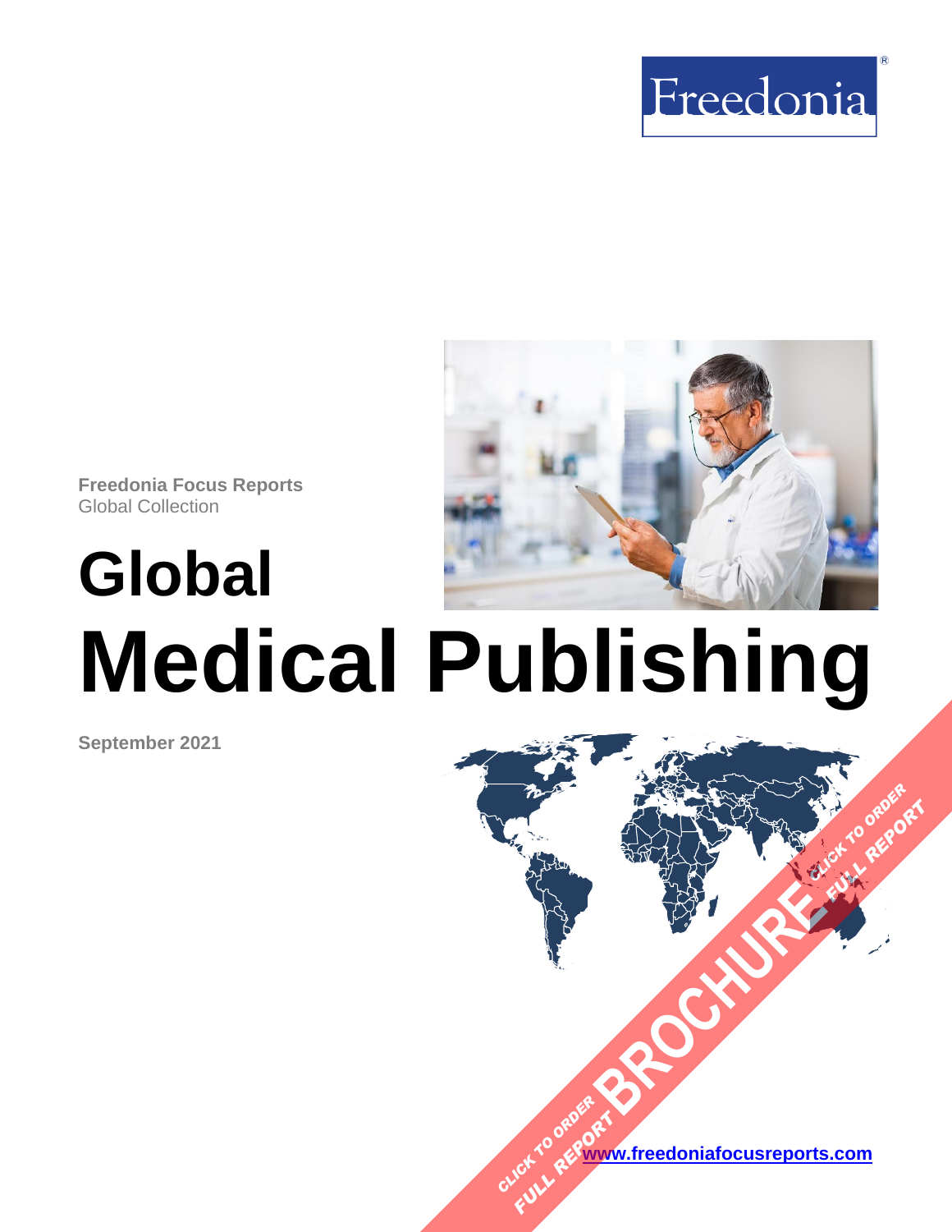Freedonia

**Freedonia Focus Reports**
Global Collection

# Global Medical Publishing

**September 2021**

CLICK TO ORDER FULL REPORT

BROCHURE

[www.freedoniafocusreports.com](http://www.freedoniafocusreports.com)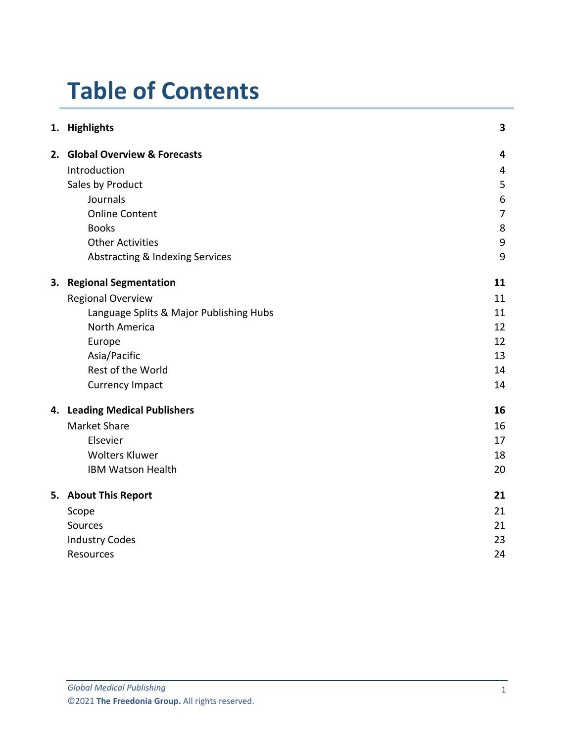# Table of Contents

| | | |
|---|---|---|
| **1.** | **Highlights** | **3** |
| **2.** | **Global Overview & Forecasts** | **4** |
| | Introduction | 4 |
| | Sales by Product | 5 |
| | Journals | 6 |
| | Online Content | 7 |
| | Books | 8 |
| | Other Activities | 9 |
| | Abstracting & Indexing Services | 9 |
| **3.** | **Regional Segmentation** | **11** |
| | Regional Overview | 11 |
| | Language Splits & Major Publishing Hubs | 11 |
| | North America | 12 |
| | Europe | 12 |
| | Asia/Pacific | 13 |
| | Rest of the World | 14 |
| | Currency Impact | 14 |
| **4.** | **Leading Medical Publishers** | **16** |
| | Market Share | 16 |
| | Elsevier | 17 |
| | Wolters Kluwer | 18 |
| | IBM Watson Health | 20 |
| **5.** | **About This Report** | **21** |
| | Scope | 21 |
| | Sources | 21 |
| | Industry Codes | 23 |
| | Resources | 24 |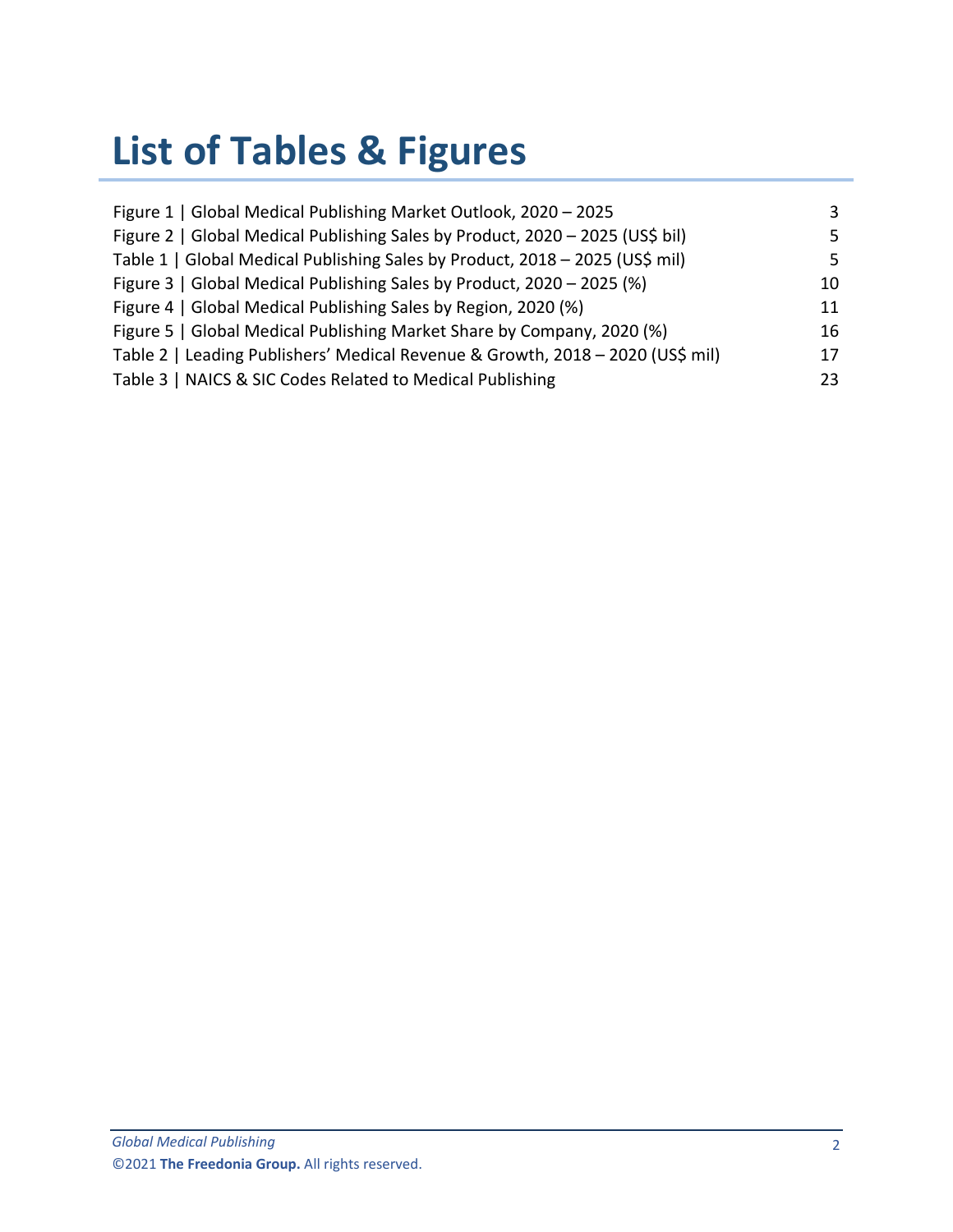# List of Tables & Figures

| | |
|---|---|
| Figure 1 \| Global Medical Publishing Market Outlook, 2020 – 2025 | 3 |
| Figure 2 \| Global Medical Publishing Sales by Product, 2020 – 2025 (US$ bil) | 5 |
| Table 1 \| Global Medical Publishing Sales by Product, 2018 – 2025 (US$ mil) | 5 |
| Figure 3 \| Global Medical Publishing Sales by Product, 2020 – 2025 (%) | 10 |
| Figure 4 \| Global Medical Publishing Sales by Region, 2020 (%) | 11 |
| Figure 5 \| Global Medical Publishing Market Share by Company, 2020 (%) | 16 |
| Table 2 \| Leading Publishers' Medical Revenue & Growth, 2018 – 2020 (US$ mil) | 17 |
| Table 3 \| NAICS & SIC Codes Related to Medical Publishing | 23 |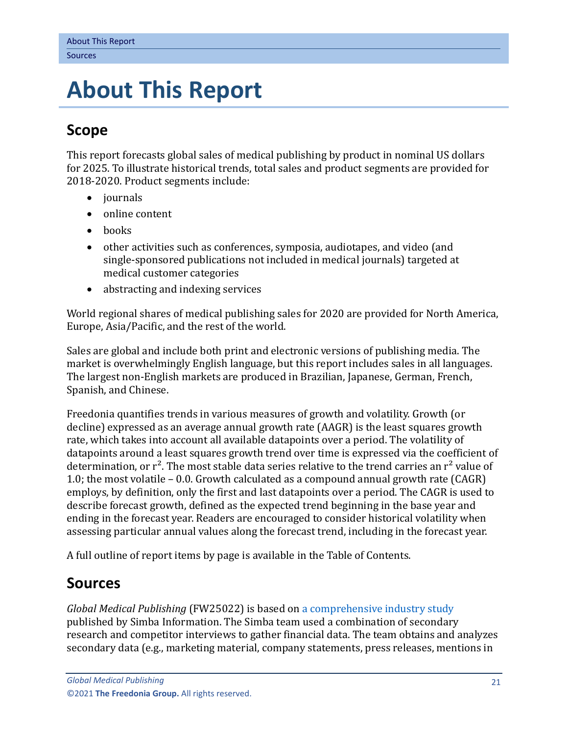# About This Report

## Scope

This report forecasts global sales of medical publishing by product in nominal US dollars for 2025. To illustrate historical trends, total sales and product segments are provided for 2018-2020. Product segments include:

- journals
- online content
- books
- other activities such as conferences, symposia, audiotapes, and video (and single-sponsored publications not included in medical journals) targeted at medical customer categories
- abstracting and indexing services

World regional shares of medical publishing sales for 2020 are provided for North America, Europe, Asia/Pacific, and the rest of the world.

Sales are global and include both print and electronic versions of publishing media. The market is overwhelmingly English language, but this report includes sales in all languages. The largest non-English markets are produced in Brazilian, Japanese, German, French, Spanish, and Chinese.

Freedonia quantifies trends in various measures of growth and volatility. Growth (or decline) expressed as an average annual growth rate (AAGR) is the least squares growth rate, which takes into account all available datapoints over a period. The volatility of datapoints around a least squares growth trend over time is expressed via the coefficient of determination, or $r^2$. The most stable data series relative to the trend carries an $r^2$ value of 1.0; the most volatile – 0.0. Growth calculated as a compound annual growth rate (CAGR) employs, by definition, only the first and last datapoints over a period. The CAGR is used to describe forecast growth, defined as the expected trend beginning in the base year and ending in the forecast year. Readers are encouraged to consider historical volatility when assessing particular annual values along the forecast trend, including in the forecast year.

A full outline of report items by page is available in the Table of Contents.

## Sources

*Global Medical Publishing* (FW25022) is based on a comprehensive industry study published by Simba Information. The Simba team used a combination of secondary research and competitor interviews to gather financial data. The team obtains and analyzes secondary data (e.g., marketing material, company statements, press releases, mentions in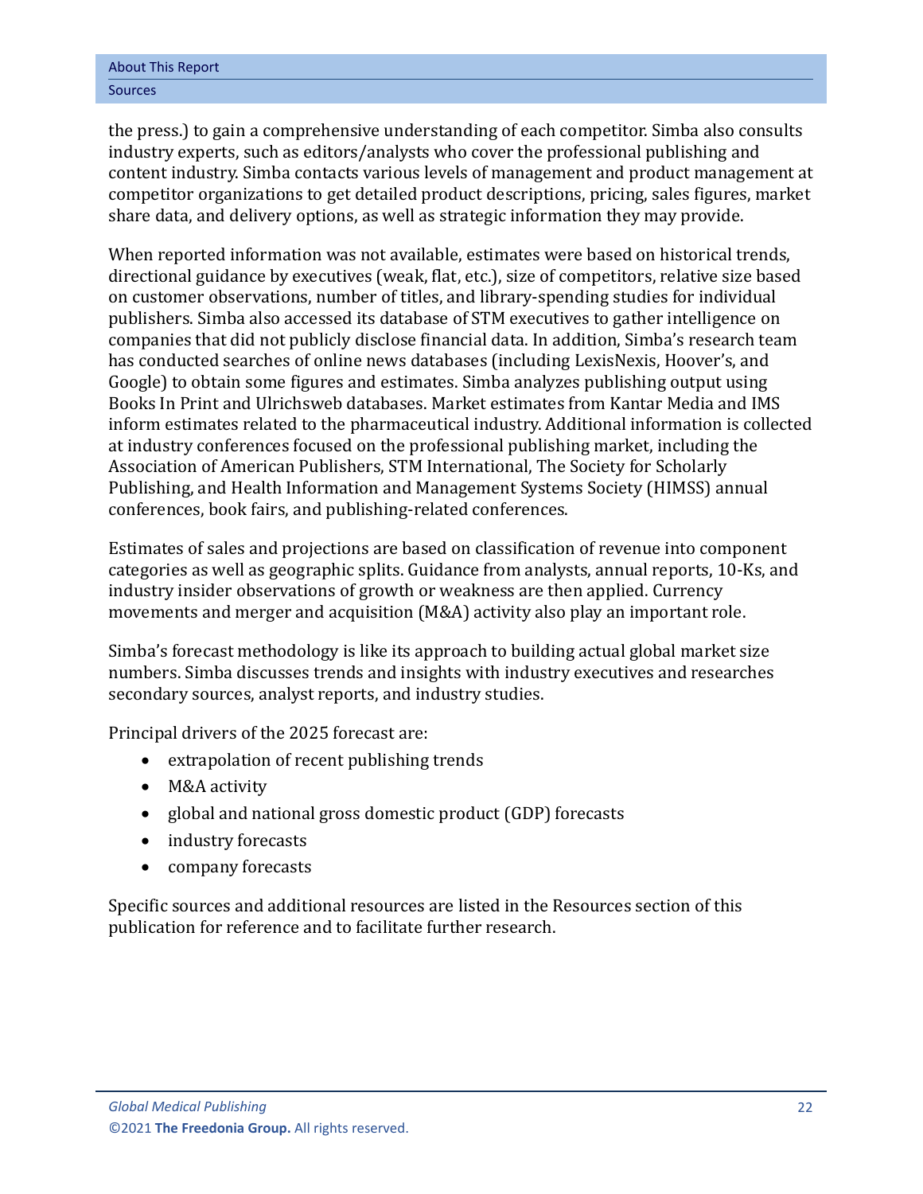the press.) to gain a comprehensive understanding of each competitor. Simba also consults industry experts, such as editors/analysts who cover the professional publishing and content industry. Simba contacts various levels of management and product management at competitor organizations to get detailed product descriptions, pricing, sales figures, market share data, and delivery options, as well as strategic information they may provide.

When reported information was not available, estimates were based on historical trends, directional guidance by executives (weak, flat, etc.), size of competitors, relative size based on customer observations, number of titles, and library-spending studies for individual publishers. Simba also accessed its database of STM executives to gather intelligence on companies that did not publicly disclose financial data. In addition, Simba's research team has conducted searches of online news databases (including LexisNexis, Hoover's, and Google) to obtain some figures and estimates. Simba analyzes publishing output using Books In Print and Ulrichsweb databases. Market estimates from Kantar Media and IMS inform estimates related to the pharmaceutical industry. Additional information is collected at industry conferences focused on the professional publishing market, including the Association of American Publishers, STM International, The Society for Scholarly Publishing, and Health Information and Management Systems Society (HIMSS) annual conferences, book fairs, and publishing-related conferences.

Estimates of sales and projections are based on classification of revenue into component categories as well as geographic splits. Guidance from analysts, annual reports, 10-Ks, and industry insider observations of growth or weakness are then applied. Currency movements and merger and acquisition (M&A) activity also play an important role.

Simba's forecast methodology is like its approach to building actual global market size numbers. Simba discusses trends and insights with industry executives and researches secondary sources, analyst reports, and industry studies.

Principal drivers of the 2025 forecast are:

- extrapolation of recent publishing trends
- M&A activity
- global and national gross domestic product (GDP) forecasts
- industry forecasts
- company forecasts

Specific sources and additional resources are listed in the Resources section of this publication for reference and to facilitate further research.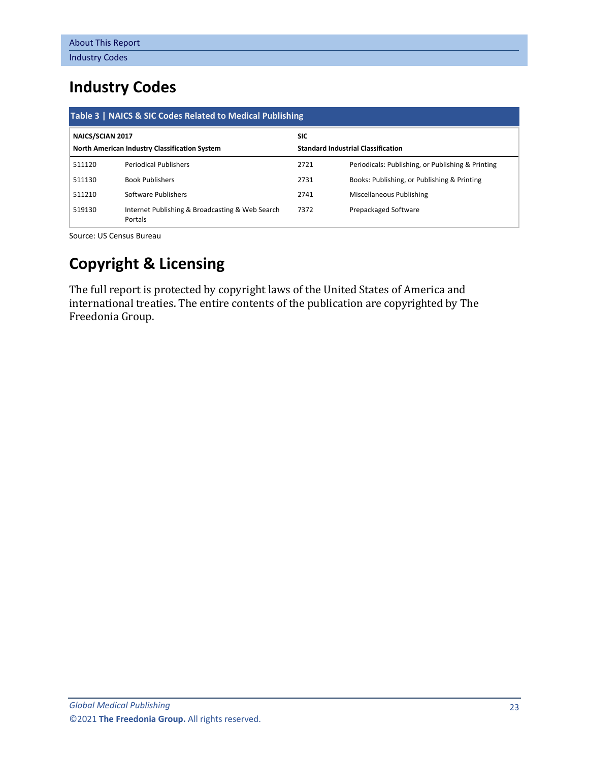# Industry Codes

**Table 3 | NAICS & SIC Codes Related to Medical Publishing**

| NAICS/SCIAN 2017<br>North American Industry Classification System | | SIC<br>Standard Industrial Classification | |
|---|---|---|---|
| 511120 | Periodical Publishers | 2721 | Periodicals: Publishing, or Publishing & Printing |
| 511130 | Book Publishers | 2731 | Books: Publishing, or Publishing & Printing |
| 511210 | Software Publishers | 2741 | Miscellaneous Publishing |
| 519130 | Internet Publishing & Broadcasting & Web Search Portals | 7372 | Prepackaged Software |

Source: US Census Bureau

# Copyright & Licensing

The full report is protected by copyright laws of the United States of America and international treaties. The entire contents of the publication are copyrighted by The Freedonia Group.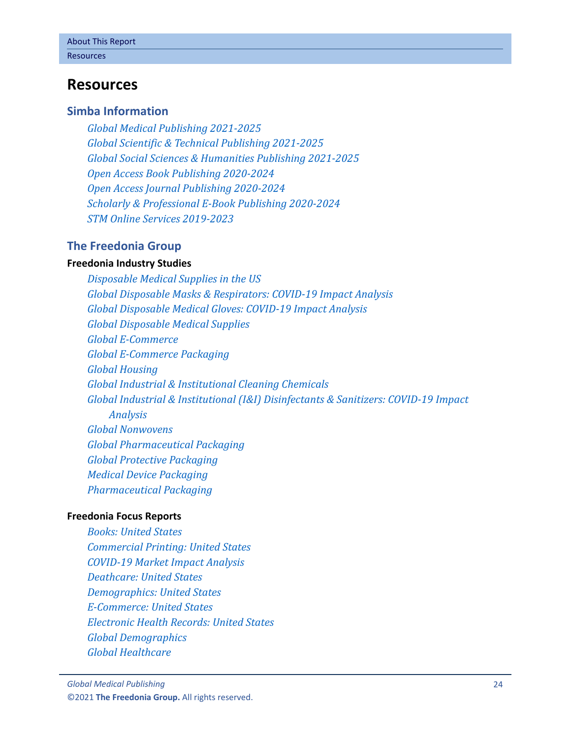# Resources

## Simba Information

*Global Medical Publishing 2021-2025*
*Global Scientific & Technical Publishing 2021-2025*
*Global Social Sciences & Humanities Publishing 2021-2025*
*Open Access Book Publishing 2020-2024*
*Open Access Journal Publishing 2020-2024*
*Scholarly & Professional E-Book Publishing 2020-2024*
*STM Online Services 2019-2023*

## The Freedonia Group

**Freedonia Industry Studies**

*Disposable Medical Supplies in the US*
*Global Disposable Masks & Respirators: COVID-19 Impact Analysis*
*Global Disposable Medical Gloves: COVID-19 Impact Analysis*
*Global Disposable Medical Supplies*
*Global E-Commerce*
*Global E-Commerce Packaging*
*Global Housing*
*Global Industrial & Institutional Cleaning Chemicals*
*Global Industrial & Institutional (I&I) Disinfectants & Sanitizers: COVID-19 Impact Analysis*
*Global Nonwovens*
*Global Pharmaceutical Packaging*
*Global Protective Packaging*
*Medical Device Packaging*
*Pharmaceutical Packaging*

**Freedonia Focus Reports**

*Books: United States*
*Commercial Printing: United States*
*COVID-19 Market Impact Analysis*
*Deathcare: United States*
*Demographics: United States*
*E-Commerce: United States*
*Electronic Health Records: United States*
*Global Demographics*
*Global Healthcare*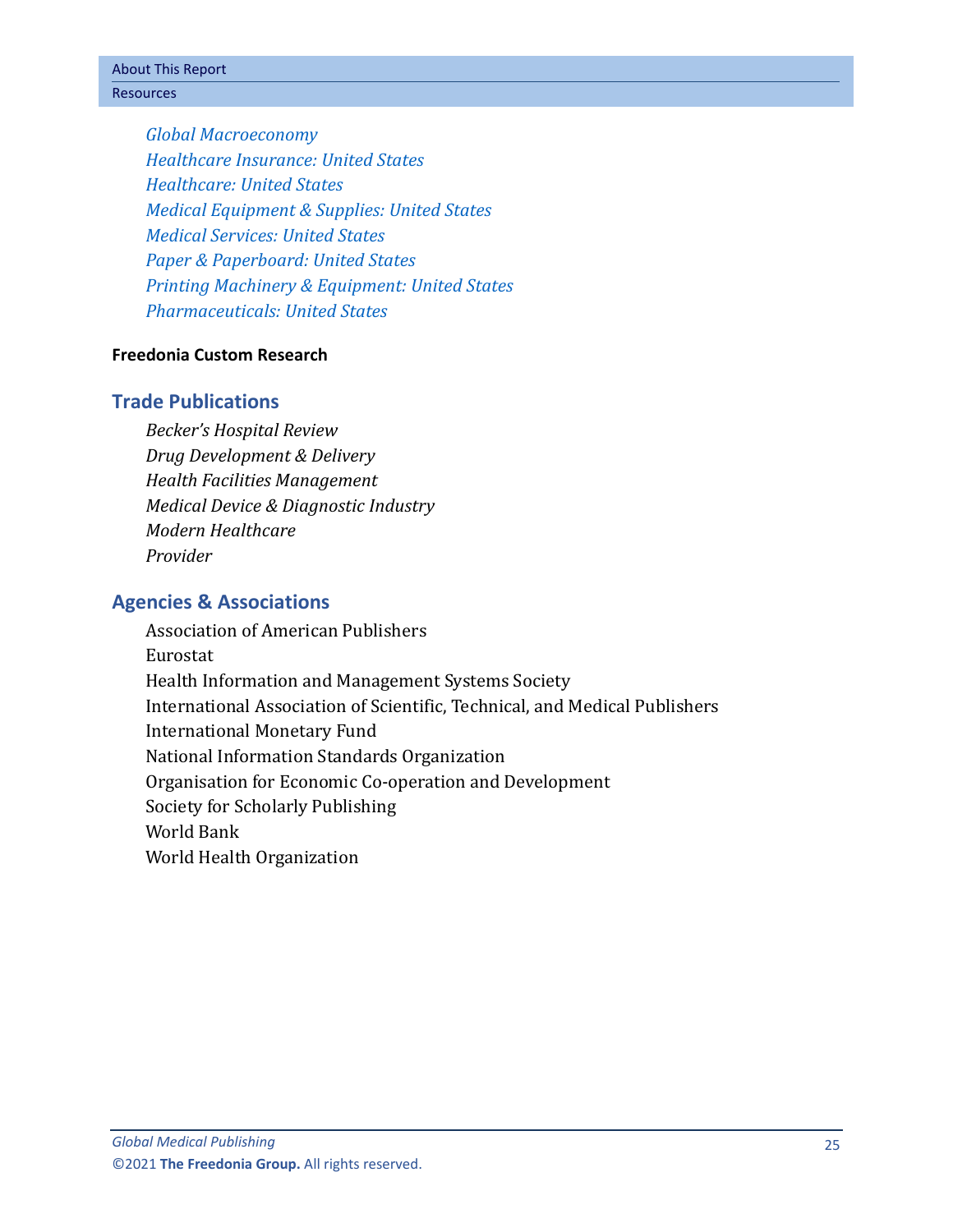*Global Macroeconomy*
*Healthcare Insurance: United States*
*Healthcare: United States*
*Medical Equipment & Supplies: United States*
*Medical Services: United States*
*Paper & Paperboard: United States*
*Printing Machinery & Equipment: United States*
*Pharmaceuticals: United States*

**Freedonia Custom Research**

## Trade Publications

*Becker's Hospital Review*
*Drug Development & Delivery*
*Health Facilities Management*
*Medical Device & Diagnostic Industry*
*Modern Healthcare*
*Provider*

## Agencies & Associations

Association of American Publishers
Eurostat
Health Information and Management Systems Society
International Association of Scientific, Technical, and Medical Publishers
International Monetary Fund
National Information Standards Organization
Organisation for Economic Co-operation and Development
Society for Scholarly Publishing
World Bank
World Health Organization